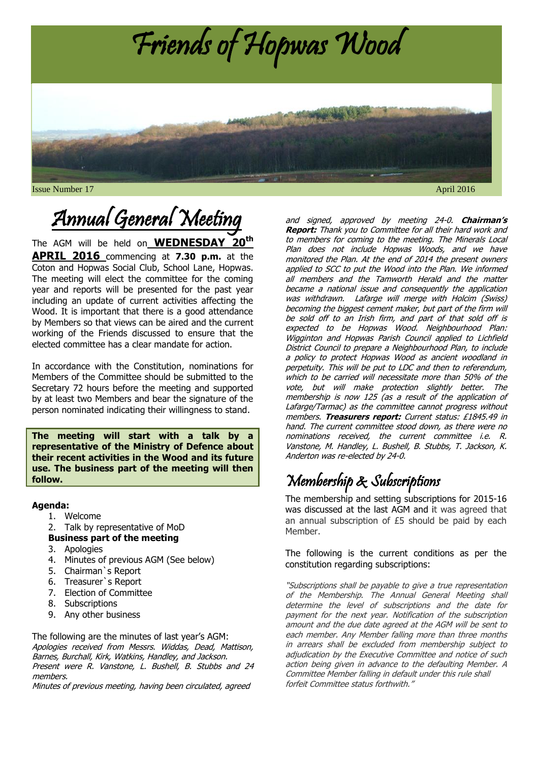# Friends of Hopwas Wood

Issue Number 17

April 2016

## Annual General Meeting

The AGM will be held on **WEDNESDAY 20th APRIL 2016** commencing at **7.30 p.m.** at the Coton and Hopwas Social Club, School Lane, Hopwas. The meeting will elect the committee for the coming year and reports will be presented for the past year including an update of current activities affecting the Wood. It is important that there is a good attendance by Members so that views can be aired and the current working of the Friends discussed to ensure that the elected committee has a clear mandate for action.

In accordance with the Constitution, nominations for Members of the Committee should be submitted to the Secretary 72 hours before the meeting and supported by at least two Members and bear the signature of the person nominated indicating their willingness to stand.

**The meeting will start with a talk by a representative of the Ministry of Defence about their recent activities in the Wood and its future use. The business part of the meeting will then follow.**

**Agenda:**

1. Welcome
2. Talk by representative of MoD

**Business part of the meeting**

3. Apologies
4. Minutes of previous AGM (See below)
5. Chairman`s Report
6. Treasurer`s Report
7. Election of Committee
8. Subscriptions
9. Any other business

The following are the minutes of last year's AGM:

*Apologies received from Messrs. Widdas, Dead, Mattison, Barnes, Burchall, Kirk, Watkins, Handley, and Jackson. Present were R. Vanstone, L. Bushell, B. Stubbs and 24 members. Minutes of previous meeting, having been circulated, agreed and signed, approved by meeting 24-0.* ***Chairman's Report:*** *Thank you to Committee for all their hard work and to members for coming to the meeting. The Minerals Local Plan does not include Hopwas Woods, and we have monitored the Plan. At the end of 2014 the present owners applied to SCC to put the Wood into the Plan. We informed all members and the Tamworth Herald and the matter became a national issue and consequently the application was withdrawn. Lafarge will merge with Holcim (Swiss) becoming the biggest cement maker, but part of the firm will be sold off to an Irish firm, and part of that sold off is expected to be Hopwas Wood. Neighbourhood Plan: Wigginton and Hopwas Parish Council applied to Lichfield District Council to prepare a Neighbourhood Plan, to include a policy to protect Hopwas Wood as ancient woodland in perpetuity. This will be put to LDC and then to referendum, which to be carried will necessitate more than 50% of the vote, but will make protection slightly better. The membership is now 125 (as a result of the application of Lafarge/Tarmac) as the committee cannot progress without members.* ***Treasurers report:*** *Current status: £1845.49 in hand. The current committee stood down, as there were no nominations received, the current committee i.e. R. Vanstone, M. Handley, L. Bushell, B. Stubbs, T. Jackson, K. Anderton was re-elected by 24-0.*

## Membership & Subscriptions

The membership and setting subscriptions for 2015-16 was discussed at the last AGM and it was agreed that an annual subscription of £5 should be paid by each Member.

The following is the current conditions as per the constitution regarding subscriptions:

*"Subscriptions shall be payable to give a true representation of the Membership. The Annual General Meeting shall determine the level of subscriptions and the date for payment for the next year. Notification of the subscription amount and the due date agreed at the AGM will be sent to each member. Any Member falling more than three months in arrears shall be excluded from membership subject to adjudication by the Executive Committee and notice of such action being given in advance to the defaulting Member. A Committee Member falling in default under this rule shall forfeit Committee status forthwith."*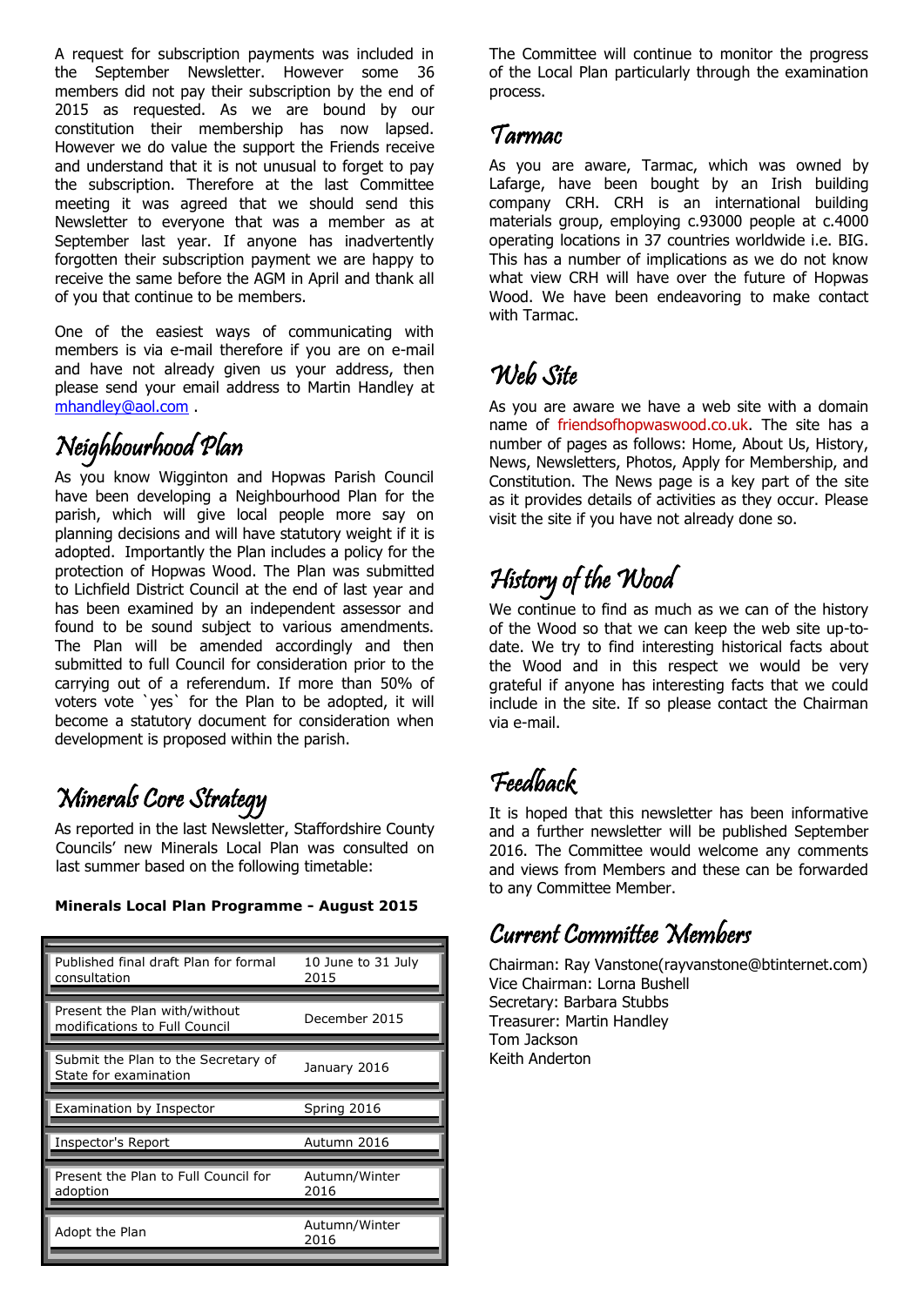A request for subscription payments was included in the September Newsletter. However some 36 members did not pay their subscription by the end of 2015 as requested. As we are bound by our constitution their membership has now lapsed. However we do value the support the Friends receive and understand that it is not unusual to forget to pay the subscription. Therefore at the last Committee meeting it was agreed that we should send this Newsletter to everyone that was a member as at September last year. If anyone has inadvertently forgotten their subscription payment we are happy to receive the same before the AGM in April and thank all of you that continue to be members.

One of the easiest ways of communicating with members is via e-mail therefore if you are on e-mail and have not already given us your address, then please send your email address to Martin Handley at mhandley@aol.com .

## Neighbourhood Plan

As you know Wigginton and Hopwas Parish Council have been developing a Neighbourhood Plan for the parish, which will give local people more say on planning decisions and will have statutory weight if it is adopted. Importantly the Plan includes a policy for the protection of Hopwas Wood. The Plan was submitted to Lichfield District Council at the end of last year and has been examined by an independent assessor and found to be sound subject to various amendments. The Plan will be amended accordingly and then submitted to full Council for consideration prior to the carrying out of a referendum. If more than 50% of voters vote `yes` for the Plan to be adopted, it will become a statutory document for consideration when development is proposed within the parish.

## Minerals Core Strategy

As reported in the last Newsletter, Staffordshire County Councils' new Minerals Local Plan was consulted on last summer based on the following timetable:

**Minerals Local Plan Programme - August 2015**

| | |
|---|---|
| Published final draft Plan for formal consultation | 10 June to 31 July 2015 |
| Present the Plan with/without modifications to Full Council | December 2015 |
| Submit the Plan to the Secretary of State for examination | January 2016 |
| Examination by Inspector | Spring 2016 |
| Inspector's Report | Autumn 2016 |
| Present the Plan to Full Council for adoption | Autumn/Winter 2016 |
| Adopt the Plan | Autumn/Winter 2016 |

The Committee will continue to monitor the progress of the Local Plan particularly through the examination process.

## Tarmac

As you are aware, Tarmac, which was owned by Lafarge, have been bought by an Irish building company CRH. CRH is an international building materials group, employing c.93000 people at c.4000 operating locations in 37 countries worldwide i.e. BIG. This has a number of implications as we do not know what view CRH will have over the future of Hopwas Wood. We have been endeavoring to make contact with Tarmac.

## Web Site

As you are aware we have a web site with a domain name of friendsofhopwaswood.co.uk. The site has a number of pages as follows: Home, About Us, History, News, Newsletters, Photos, Apply for Membership, and Constitution. The News page is a key part of the site as it provides details of activities as they occur. Please visit the site if you have not already done so.

## History of the Wood

We continue to find as much as we can of the history of the Wood so that we can keep the web site up-to-date. We try to find interesting historical facts about the Wood and in this respect we would be very grateful if anyone has interesting facts that we could include in the site. If so please contact the Chairman via e-mail.

## Feedback

It is hoped that this newsletter has been informative and a further newsletter will be published September 2016. The Committee would welcome any comments and views from Members and these can be forwarded to any Committee Member.

## Current Committee Members

Chairman: Ray Vanstone(rayvanstone@btinternet.com)
Vice Chairman: Lorna Bushell
Secretary: Barbara Stubbs
Treasurer: Martin Handley
Tom Jackson
Keith Anderton